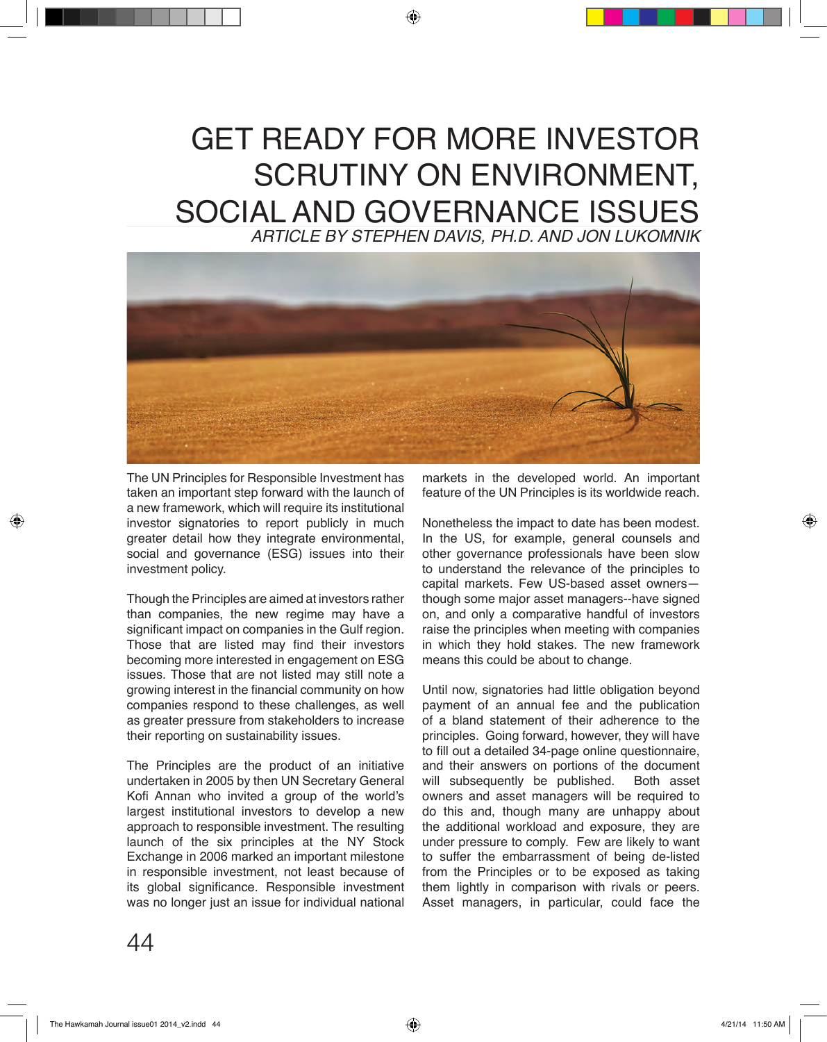# GET READY FOR MORE INVESTOR SCRUTINY ON ENVIRONMENT, SOCIAL AND GOVERNANCE ISSUES

*ARTICLE BY STEPHEN DAVIS, PH.D. AND JON LUKOMNIK*

The UN Principles for Responsible Investment has taken an important step forward with the launch of a new framework, which will require its institutional investor signatories to report publicly in much greater detail how they integrate environmental, social and governance (ESG) issues into their investment policy.

Though the Principles are aimed at investors rather than companies, the new regime may have a significant impact on companies in the Gulf region. Those that are listed may find their investors becoming more interested in engagement on ESG issues. Those that are not listed may still note a growing interest in the financial community on how companies respond to these challenges, as well as greater pressure from stakeholders to increase their reporting on sustainability issues.

The Principles are the product of an initiative undertaken in 2005 by then UN Secretary General Kofi Annan who invited a group of the world's largest institutional investors to develop a new approach to responsible investment. The resulting launch of the six principles at the NY Stock Exchange in 2006 marked an important milestone in responsible investment, not least because of its global significance. Responsible investment was no longer just an issue for individual national markets in the developed world. An important feature of the UN Principles is its worldwide reach.

Nonetheless the impact to date has been modest. In the US, for example, general counsels and other governance professionals have been slow to understand the relevance of the principles to capital markets. Few US-based asset owners—though some major asset managers--have signed on, and only a comparative handful of investors raise the principles when meeting with companies in which they hold stakes. The new framework means this could be about to change.

Until now, signatories had little obligation beyond payment of an annual fee and the publication of a bland statement of their adherence to the principles. Going forward, however, they will have to fill out a detailed 34-page online questionnaire, and their answers on portions of the document will subsequently be published. Both asset owners and asset managers will be required to do this and, though many are unhappy about the additional workload and exposure, they are under pressure to comply. Few are likely to want to suffer the embarrassment of being de-listed from the Principles or to be exposed as taking them lightly in comparison with rivals or peers. Asset managers, in particular, could face the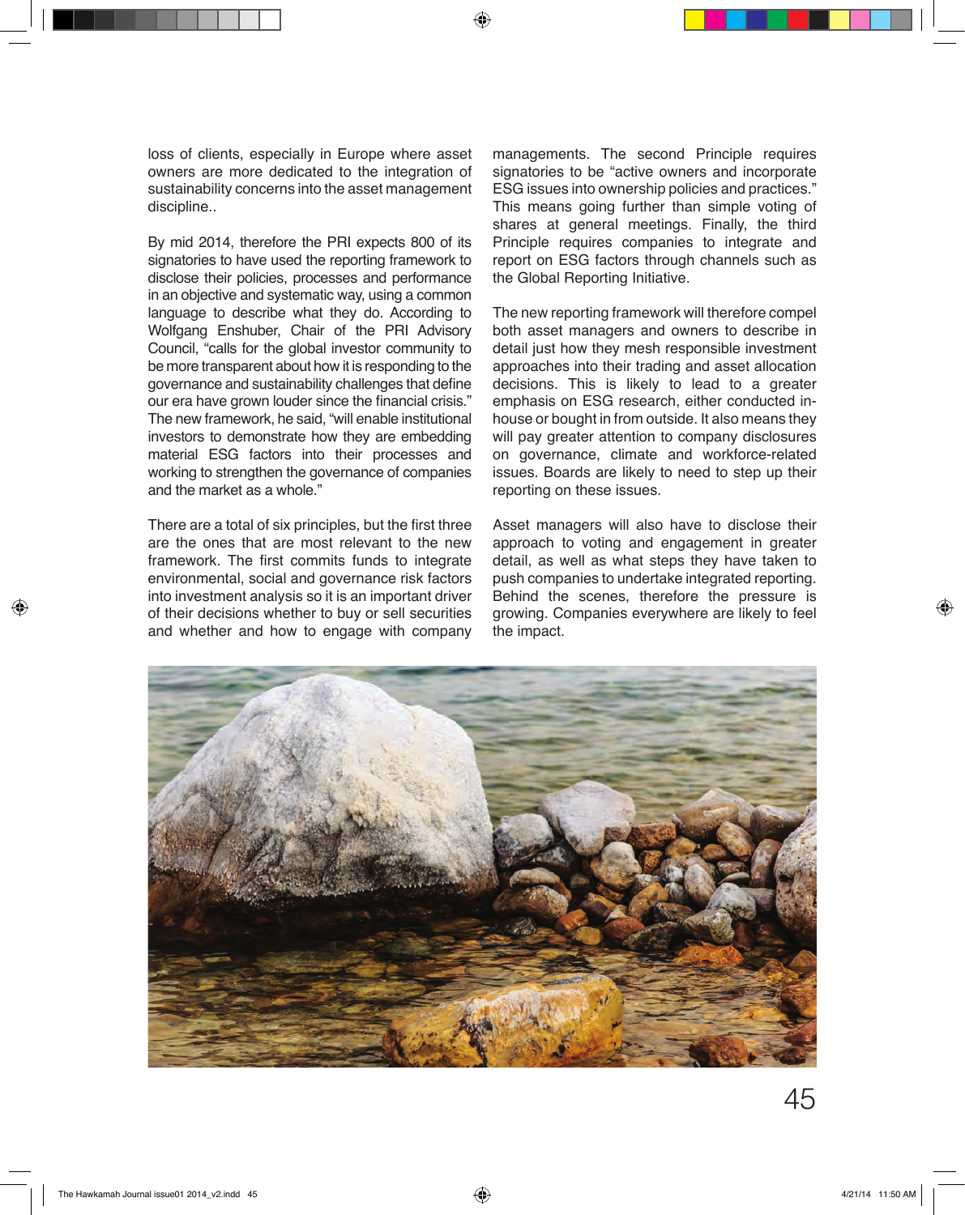loss of clients, especially in Europe where asset owners are more dedicated to the integration of sustainability concerns into the asset management discipline..

By mid 2014, therefore the PRI expects 800 of its signatories to have used the reporting framework to disclose their policies, processes and performance in an objective and systematic way, using a common language to describe what they do. According to Wolfgang Enshuber, Chair of the PRI Advisory Council, "calls for the global investor community to be more transparent about how it is responding to the governance and sustainability challenges that define our era have grown louder since the financial crisis." The new framework, he said, "will enable institutional investors to demonstrate how they are embedding material ESG factors into their processes and working to strengthen the governance of companies and the market as a whole."

There are a total of six principles, but the first three are the ones that are most relevant to the new framework. The first commits funds to integrate environmental, social and governance risk factors into investment analysis so it is an important driver of their decisions whether to buy or sell securities and whether and how to engage with company managements. The second Principle requires signatories to be "active owners and incorporate ESG issues into ownership policies and practices." This means going further than simple voting of shares at general meetings. Finally, the third Principle requires companies to integrate and report on ESG factors through channels such as the Global Reporting Initiative.

The new reporting framework will therefore compel both asset managers and owners to describe in detail just how they mesh responsible investment approaches into their trading and asset allocation decisions. This is likely to lead to a greater emphasis on ESG research, either conducted in-house or bought in from outside. It also means they will pay greater attention to company disclosures on governance, climate and workforce-related issues. Boards are likely to need to step up their reporting on these issues.

Asset managers will also have to disclose their approach to voting and engagement in greater detail, as well as what steps they have taken to push companies to undertake integrated reporting. Behind the scenes, therefore the pressure is growing. Companies everywhere are likely to feel the impact.